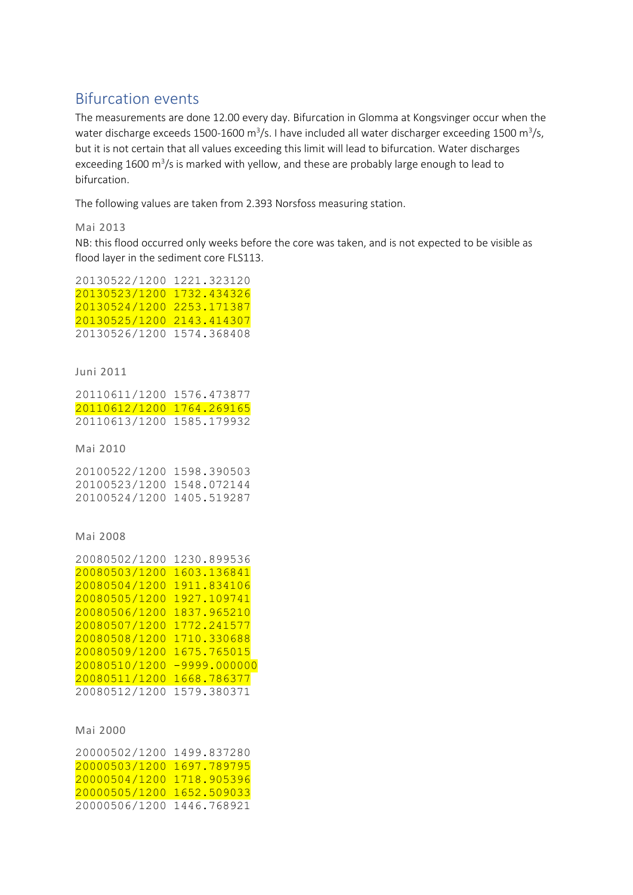## Bifurcation events

The measurements are done 12.00 every day. Bifurcation in Glomma at Kongsvinger occur when the water discharge exceeds 1500-1600 $m^3/s$. I have included all water discharger exceeding 1500 $m^3/s$, but it is not certain that all values exceeding this limit will lead to bifurcation. Water discharges exceeding 1600 $m^3/s$ is marked with yellow, and these are probably large enough to lead to bifurcation.

The following values are taken from 2.393 Norsfoss measuring station.

### Mai 2013

NB: this flood occurred only weeks before the core was taken, and is not expected to be visible as flood layer in the sediment core FLS113.

```
20130522/1200 1221.323120
20130523/1200 1732.434326
20130524/1200 2253.171387
20130525/1200 2143.414307
20130526/1200 1574.368408
```

### Juni 2011

```
20110611/1200 1576.473877
20110612/1200 1764.269165
20110613/1200 1585.179932
```

### Mai 2010

```
20100522/1200 1598.390503
20100523/1200 1548.072144
20100524/1200 1405.519287
```

### Mai 2008

```
20080502/1200 1230.899536
20080503/1200 1603.136841
20080504/1200 1911.834106
20080505/1200 1927.109741
20080506/1200 1837.965210
20080507/1200 1772.241577
20080508/1200 1710.330688
20080509/1200 1675.765015
20080510/1200 -9999.000000
20080511/1200 1668.786377
20080512/1200 1579.380371
```

### Mai 2000

```
20000502/1200 1499.837280
20000503/1200 1697.789795
20000504/1200 1718.905396
20000505/1200 1652.509033
20000506/1200 1446.768921
```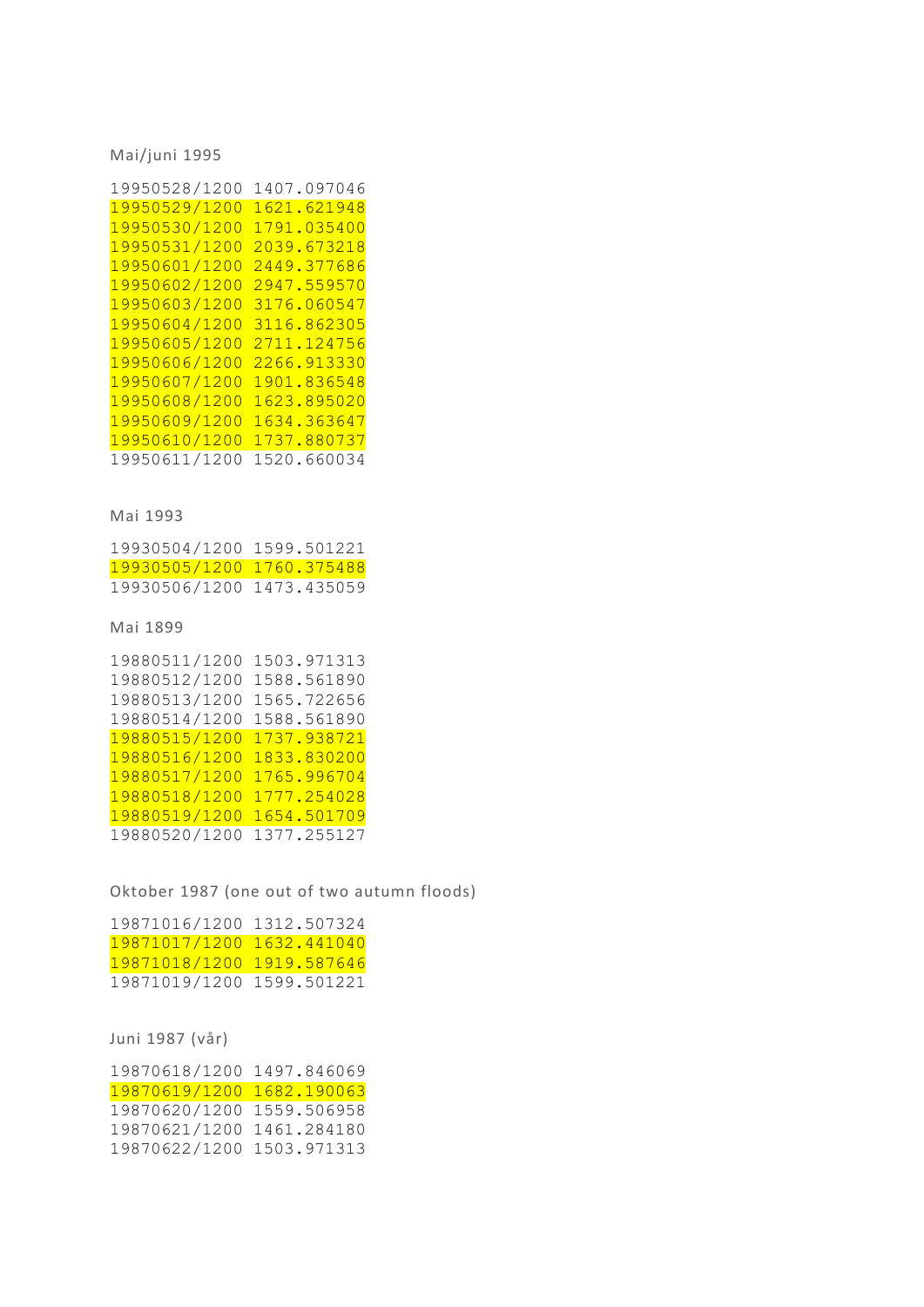Mai/juni 1995

```
19950528/1200 1407.097046
19950529/1200 1621.621948
19950530/1200 1791.035400
19950531/1200 2039.673218
19950601/1200 2449.377686
19950602/1200 2947.559570
19950603/1200 3176.060547
19950604/1200 3116.862305
19950605/1200 2711.124756
19950606/1200 2266.913330
19950607/1200 1901.836548
19950608/1200 1623.895020
19950609/1200 1634.363647
19950610/1200 1737.880737
19950611/1200 1520.660034
```

Mai 1993

```
19930504/1200 1599.501221
19930505/1200 1760.375488
19930506/1200 1473.435059
```

Mai 1899

```
19880511/1200 1503.971313
19880512/1200 1588.561890
19880513/1200 1565.722656
19880514/1200 1588.561890
19880515/1200 1737.938721
19880516/1200 1833.830200
19880517/1200 1765.996704
19880518/1200 1777.254028
19880519/1200 1654.501709
19880520/1200 1377.255127
```

Oktober 1987 (one out of two autumn floods)

```
19871016/1200 1312.507324
19871017/1200 1632.441040
19871018/1200 1919.587646
19871019/1200 1599.501221
```

Juni 1987 (vår)

```
19870618/1200 1497.846069
19870619/1200 1682.190063
19870620/1200 1559.506958
19870621/1200 1461.284180
19870622/1200 1503.971313
```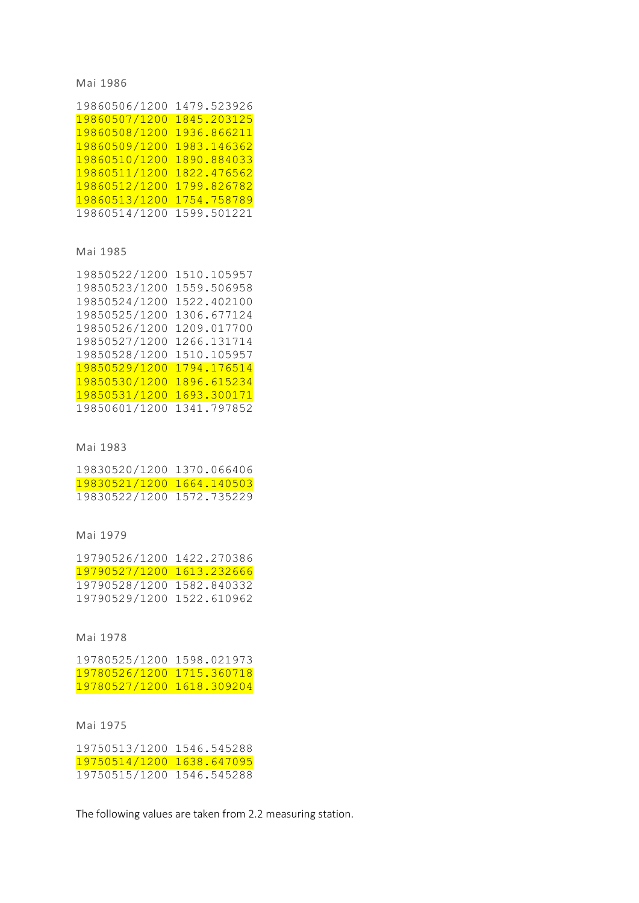Mai 1986

```
19860506/1200 1479.523926
19860507/1200 1845.203125
19860508/1200 1936.866211
19860509/1200 1983.146362
19860510/1200 1890.884033
19860511/1200 1822.476562
19860512/1200 1799.826782
19860513/1200 1754.758789
19860514/1200 1599.501221
```

Mai 1985

```
19850522/1200 1510.105957
19850523/1200 1559.506958
19850524/1200 1522.402100
19850525/1200 1306.677124
19850526/1200 1209.017700
19850527/1200 1266.131714
19850528/1200 1510.105957
19850529/1200 1794.176514
19850530/1200 1896.615234
19850531/1200 1693.300171
19850601/1200 1341.797852
```

Mai 1983

```
19830520/1200 1370.066406
19830521/1200 1664.140503
19830522/1200 1572.735229
```

Mai 1979

```
19790526/1200 1422.270386
19790527/1200 1613.232666
19790528/1200 1582.840332
19790529/1200 1522.610962
```

Mai 1978

```
19780525/1200 1598.021973
19780526/1200 1715.360718
19780527/1200 1618.309204
```

Mai 1975

```
19750513/1200 1546.545288
19750514/1200 1638.647095
19750515/1200 1546.545288
```

The following values are taken from 2.2 measuring station.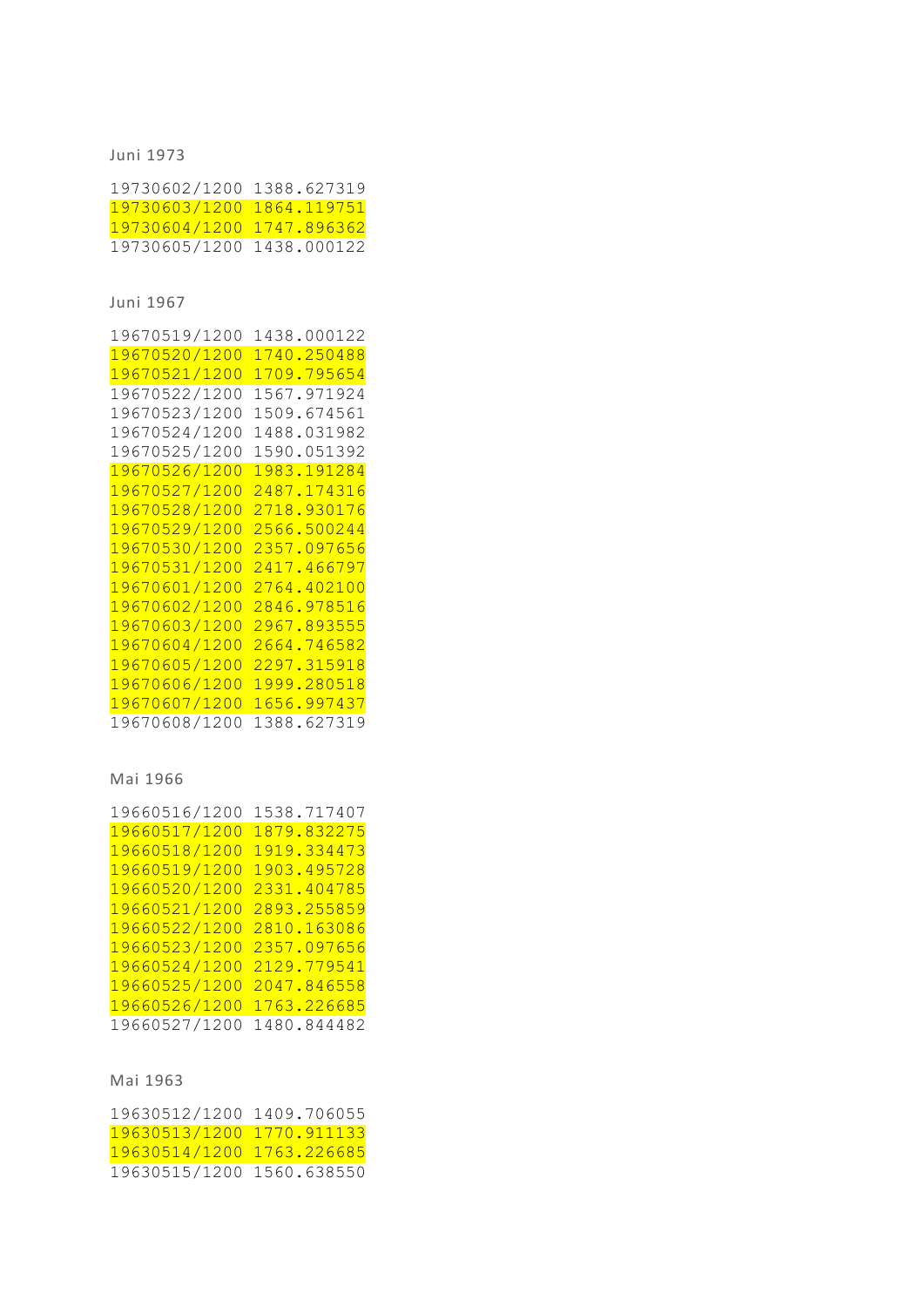Juni 1973

```
19730602/1200 1388.627319
19730603/1200 1864.119751
19730604/1200 1747.896362
19730605/1200 1438.000122
```

Juni 1967

```
19670519/1200 1438.000122
19670520/1200 1740.250488
19670521/1200 1709.795654
19670522/1200 1567.971924
19670523/1200 1509.674561
19670524/1200 1488.031982
19670525/1200 1590.051392
19670526/1200 1983.191284
19670527/1200 2487.174316
19670528/1200 2718.930176
19670529/1200 2566.500244
19670530/1200 2357.097656
19670531/1200 2417.466797
19670601/1200 2764.402100
19670602/1200 2846.978516
19670603/1200 2967.893555
19670604/1200 2664.746582
19670605/1200 2297.315918
19670606/1200 1999.280518
19670607/1200 1656.997437
19670608/1200 1388.627319
```

Mai 1966

```
19660516/1200 1538.717407
19660517/1200 1879.832275
19660518/1200 1919.334473
19660519/1200 1903.495728
19660520/1200 2331.404785
19660521/1200 2893.255859
19660522/1200 2810.163086
19660523/1200 2357.097656
19660524/1200 2129.779541
19660525/1200 2047.846558
19660526/1200 1763.226685
19660527/1200 1480.844482
```

Mai 1963

```
19630512/1200 1409.706055
19630513/1200 1770.911133
19630514/1200 1763.226685
19630515/1200 1560.638550
```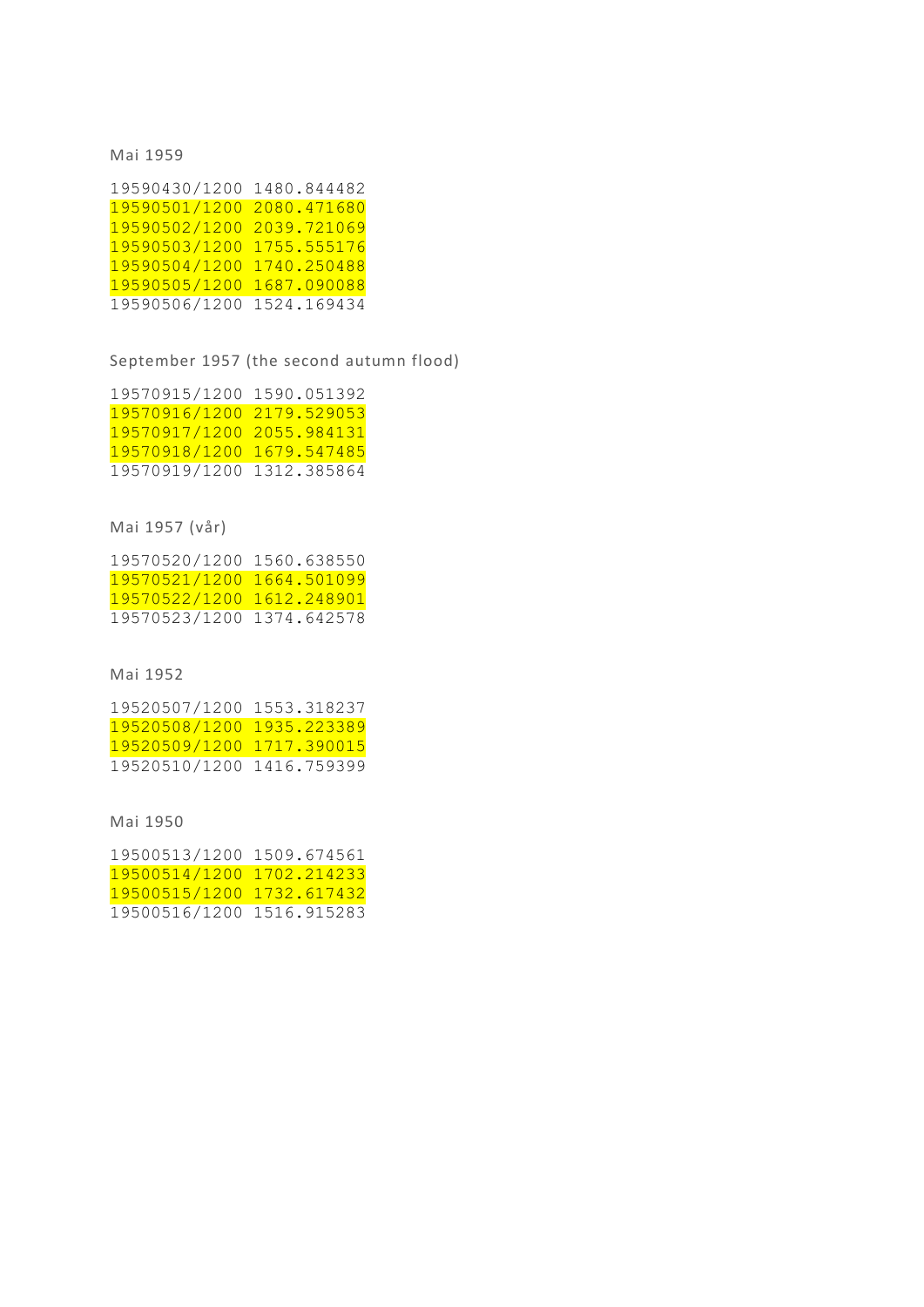Mai 1959

```
19590430/1200 1480.844482
19590501/1200 2080.471680
19590502/1200 2039.721069
19590503/1200 1755.555176
19590504/1200 1740.250488
19590505/1200 1687.090088
19590506/1200 1524.169434
```

September 1957 (the second autumn flood)

```
19570915/1200 1590.051392
19570916/1200 2179.529053
19570917/1200 2055.984131
19570918/1200 1679.547485
19570919/1200 1312.385864
```

Mai 1957 (vår)

```
19570520/1200 1560.638550
19570521/1200 1664.501099
19570522/1200 1612.248901
19570523/1200 1374.642578
```

Mai 1952

```
19520507/1200 1553.318237
19520508/1200 1935.223389
19520509/1200 1717.390015
19520510/1200 1416.759399
```

Mai 1950

```
19500513/1200 1509.674561
19500514/1200 1702.214233
19500515/1200 1732.617432
19500516/1200 1516.915283
```